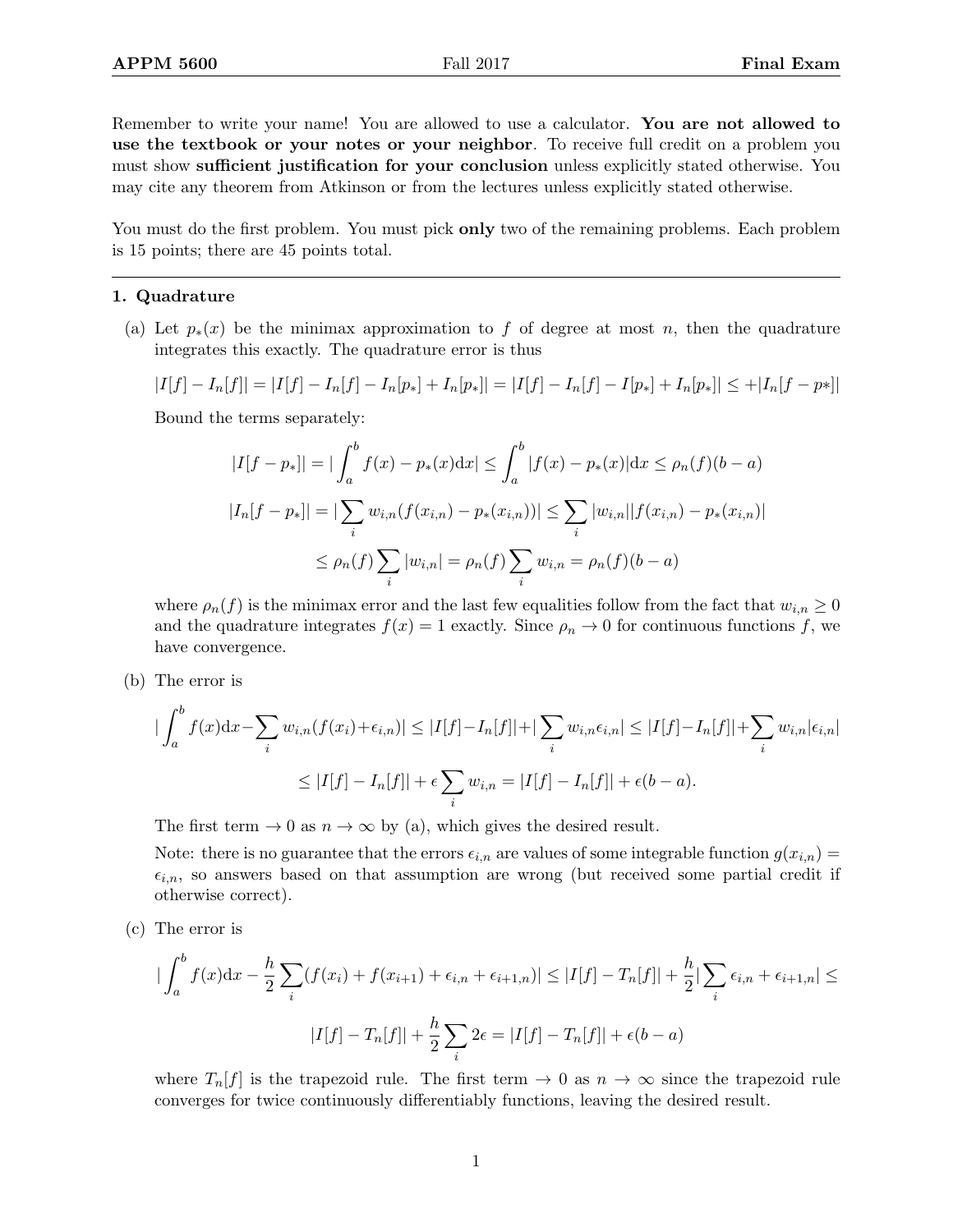**APPM 5600** Fall 2017 **Final Exam**

Remember to write your name! You are allowed to use a calculator. **You are not allowed to use the textbook or your notes or your neighbor**. To receive full credit on a problem you must show **sufficient justification for your conclusion** unless explicitly stated otherwise. You may cite any theorem from Atkinson or from the lectures unless explicitly stated otherwise.

You must do the first problem. You must pick **only** two of the remaining problems. Each problem is 15 points; there are 45 points total.

---

### 1. Quadrature

(a) Let $p_*(x)$ be the minimax approximation to $f$ of degree at most $n$, then the quadrature integrates this exactly. The quadrature error is thus

$$|I[f] - I_n[f]| = |I[f] - I_n[f] - I_n[p_*] + I_n[p_*]| = |I[f] - I_n[f] - I[p_*] + I_n[p_*]| \leq +|I_n[f - p*]|$$

Bound the terms separately:

$$|I[f - p_*]| = |\int_a^b f(x) - p_*(x)\mathrm{d}x| \leq \int_a^b |f(x) - p_*(x)|\mathrm{d}x \leq \rho_n(f)(b-a)$$

$$|I_n[f - p_*]| = |\sum_i w_{i,n}(f(x_{i,n}) - p_*(x_{i,n}))| \leq \sum_i |w_{i,n}||f(x_{i,n}) - p_*(x_{i,n})|$$

$$\leq \rho_n(f)\sum_i |w_{i,n}| = \rho_n(f)\sum_i w_{i,n} = \rho_n(f)(b-a)$$

where $\rho_n(f)$ is the minimax error and the last few equalities follow from the fact that $w_{i,n} \geq 0$ and the quadrature integrates $f(x) = 1$ exactly. Since $\rho_n \to 0$ for continuous functions $f$, we have convergence.

(b) The error is

$$|\int_a^b f(x)\mathrm{d}x - \sum_i w_{i,n}(f(x_i) + \epsilon_{i,n})| \leq |I[f] - I_n[f]| + |\sum_i w_{i,n}\epsilon_{i,n}| \leq |I[f] - I_n[f]| + \sum_i w_{i,n}|\epsilon_{i,n}|$$

$$\leq |I[f] - I_n[f]| + \epsilon\sum_i w_{i,n} = |I[f] - I_n[f]| + \epsilon(b-a).$$

The first term $\to 0$ as $n \to \infty$ by (a), which gives the desired result.

Note: there is no guarantee that the errors $\epsilon_{i,n}$ are values of some integrable function $g(x_{i,n}) = \epsilon_{i,n}$, so answers based on that assumption are wrong (but received some partial credit if otherwise correct).

(c) The error is

$$|\int_a^b f(x)\mathrm{d}x - \frac{h}{2}\sum_i (f(x_i) + f(x_{i+1}) + \epsilon_{i,n} + \epsilon_{i+1,n})| \leq |I[f] - T_n[f]| + \frac{h}{2}|\sum_i \epsilon_{i,n} + \epsilon_{i+1,n}| \leq$$

$$|I[f] - T_n[f]| + \frac{h}{2}\sum_i 2\epsilon = |I[f] - T_n[f]| + \epsilon(b-a)$$

where $T_n[f]$ is the trapezoid rule. The first term $\to 0$ as $n \to \infty$ since the trapezoid rule converges for twice continuously differentiably functions, leaving the desired result.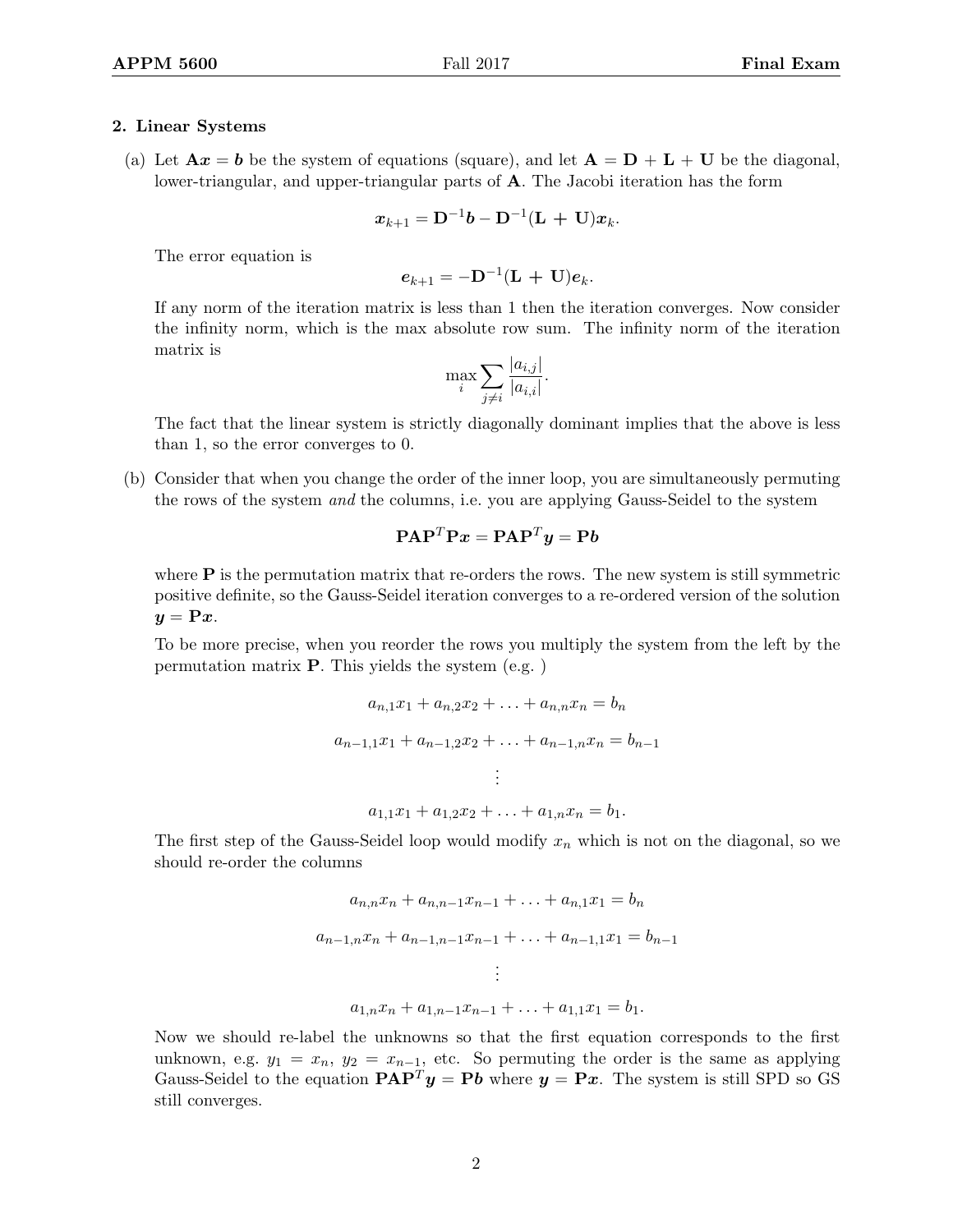**2. Linear Systems**

(a) Let $\mathbf{A}\boldsymbol{x} = \boldsymbol{b}$ be the system of equations (square), and let $\mathbf{A} = \mathbf{D} + \mathbf{L} + \mathbf{U}$ be the diagonal, lower-triangular, and upper-triangular parts of $\mathbf{A}$. The Jacobi iteration has the form

$$\boldsymbol{x}_{k+1} = \mathbf{D}^{-1}\boldsymbol{b} - \mathbf{D}^{-1}(\mathbf{L} + \mathbf{U})\boldsymbol{x}_k.$$

The error equation is

$$\boldsymbol{e}_{k+1} = -\mathbf{D}^{-1}(\mathbf{L} + \mathbf{U})\boldsymbol{e}_k.$$

If any norm of the iteration matrix is less than 1 then the iteration converges. Now consider the infinity norm, which is the max absolute row sum. The infinity norm of the iteration matrix is

$$\max_i \sum_{j \neq i} \frac{|a_{i,j}|}{|a_{i,i}|}.$$

The fact that the linear system is strictly diagonally dominant implies that the above is less than 1, so the error converges to 0.

(b) Consider that when you change the order of the inner loop, you are simultaneously permuting the rows of the system *and* the columns, i.e. you are applying Gauss-Seidel to the system

$$\mathbf{P}\mathbf{A}\mathbf{P}^T\mathbf{P}\boldsymbol{x} = \mathbf{P}\mathbf{A}\mathbf{P}^T\boldsymbol{y} = \mathbf{P}\boldsymbol{b}$$

where $\mathbf{P}$ is the permutation matrix that re-orders the rows. The new system is still symmetric positive definite, so the Gauss-Seidel iteration converges to a re-ordered version of the solution $\boldsymbol{y} = \mathbf{P}\boldsymbol{x}$.

To be more precise, when you reorder the rows you multiply the system from the left by the permutation matrix $\mathbf{P}$. This yields the system (e.g. )

$$a_{n,1}x_1 + a_{n,2}x_2 + \ldots + a_{n,n}x_n = b_n$$

$$a_{n-1,1}x_1 + a_{n-1,2}x_2 + \ldots + a_{n-1,n}x_n = b_{n-1}$$

$$\vdots$$

$$a_{1,1}x_1 + a_{1,2}x_2 + \ldots + a_{1,n}x_n = b_1.$$

The first step of the Gauss-Seidel loop would modify $x_n$ which is not on the diagonal, so we should re-order the columns

$$a_{n,n}x_n + a_{n,n-1}x_{n-1} + \ldots + a_{n,1}x_1 = b_n$$

$$a_{n-1,n}x_n + a_{n-1,n-1}x_{n-1} + \ldots + a_{n-1,1}x_1 = b_{n-1}$$

$$\vdots$$

$$a_{1,n}x_n + a_{1,n-1}x_{n-1} + \ldots + a_{1,1}x_1 = b_1.$$

Now we should re-label the unknowns so that the first equation corresponds to the first unknown, e.g. $y_1 = x_n$, $y_2 = x_{n-1}$, etc. So permuting the order is the same as applying Gauss-Seidel to the equation $\mathbf{P}\mathbf{A}\mathbf{P}^T\boldsymbol{y} = \mathbf{P}\boldsymbol{b}$ where $\boldsymbol{y} = \mathbf{P}\boldsymbol{x}$. The system is still SPD so GS still converges.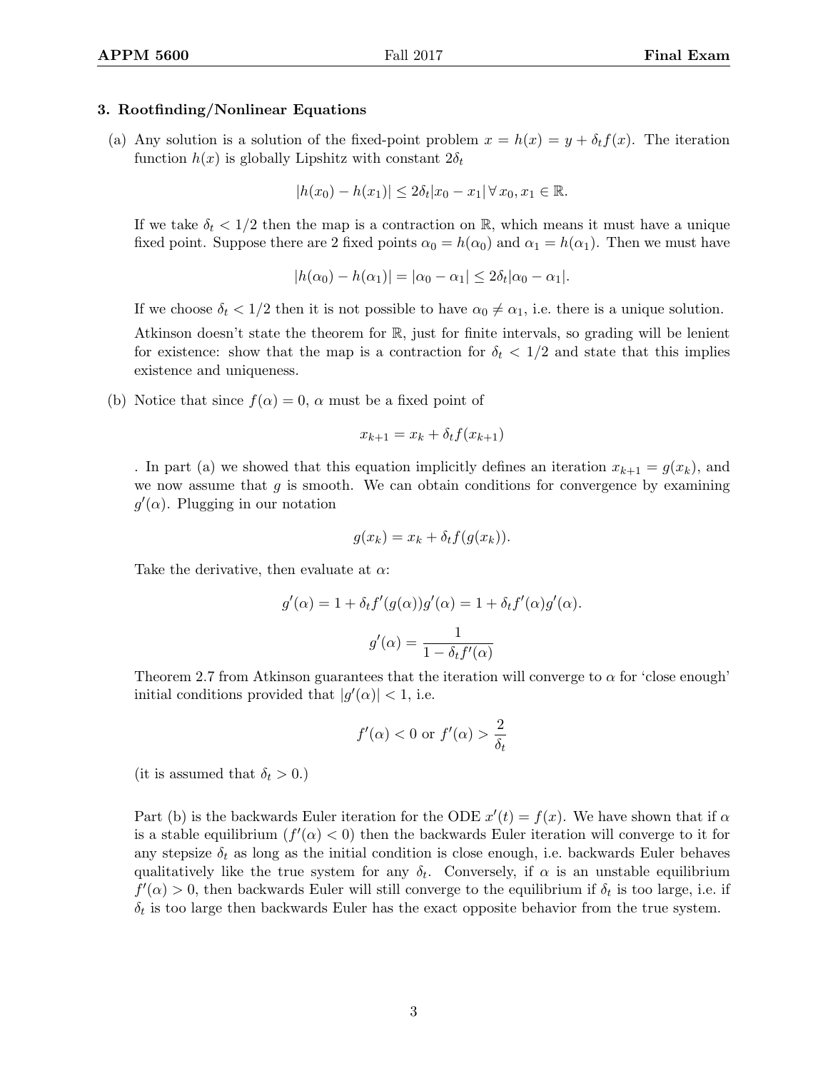### 3. Rootfinding/Nonlinear Equations

(a) Any solution is a solution of the fixed-point problem $x = h(x) = y + \delta_t f(x)$. The iteration function $h(x)$ is globally Lipshitz with constant $2\delta_t$

$$|h(x_0) - h(x_1)| \leq 2\delta_t |x_0 - x_1| \, \forall \, x_0, x_1 \in \mathbb{R}.$$

If we take $\delta_t < 1/2$ then the map is a contraction on $\mathbb{R}$, which means it must have a unique fixed point. Suppose there are 2 fixed points $\alpha_0 = h(\alpha_0)$ and $\alpha_1 = h(\alpha_1)$. Then we must have

$$|h(\alpha_0) - h(\alpha_1)| = |\alpha_0 - \alpha_1| \leq 2\delta_t |\alpha_0 - \alpha_1|.$$

If we choose $\delta_t < 1/2$ then it is not possible to have $\alpha_0 \neq \alpha_1$, i.e. there is a unique solution.

Atkinson doesn't state the theorem for $\mathbb{R}$, just for finite intervals, so grading will be lenient for existence: show that the map is a contraction for $\delta_t < 1/2$ and state that this implies existence and uniqueness.

(b) Notice that since $f(\alpha) = 0$, $\alpha$ must be a fixed point of

$$x_{k+1} = x_k + \delta_t f(x_{k+1})$$

. In part (a) we showed that this equation implicitly defines an iteration $x_{k+1} = g(x_k)$, and we now assume that $g$ is smooth. We can obtain conditions for convergence by examining $g'(\alpha)$. Plugging in our notation

$$g(x_k) = x_k + \delta_t f(g(x_k)).$$

Take the derivative, then evaluate at $\alpha$:

$$g'(\alpha) = 1 + \delta_t f'(g(\alpha))g'(\alpha) = 1 + \delta_t f'(\alpha)g'(\alpha).$$

$$g'(\alpha) = \frac{1}{1 - \delta_t f'(\alpha)}$$

Theorem 2.7 from Atkinson guarantees that the iteration will converge to $\alpha$ for 'close enough' initial conditions provided that $|g'(\alpha)| < 1$, i.e.

$$f'(\alpha) < 0 \text{ or } f'(\alpha) > \frac{2}{\delta_t}$$

(it is assumed that $\delta_t > 0$.)

Part (b) is the backwards Euler iteration for the ODE $x'(t) = f(x)$. We have shown that if $\alpha$ is a stable equilibrium ($f'(\alpha) < 0$) then the backwards Euler iteration will converge to it for any stepsize $\delta_t$ as long as the initial condition is close enough, i.e. backwards Euler behaves qualitatively like the true system for any $\delta_t$. Conversely, if $\alpha$ is an unstable equilibrium $f'(\alpha) > 0$, then backwards Euler will still converge to the equilibrium if $\delta_t$ is too large, i.e. if $\delta_t$ is too large then backwards Euler has the exact opposite behavior from the true system.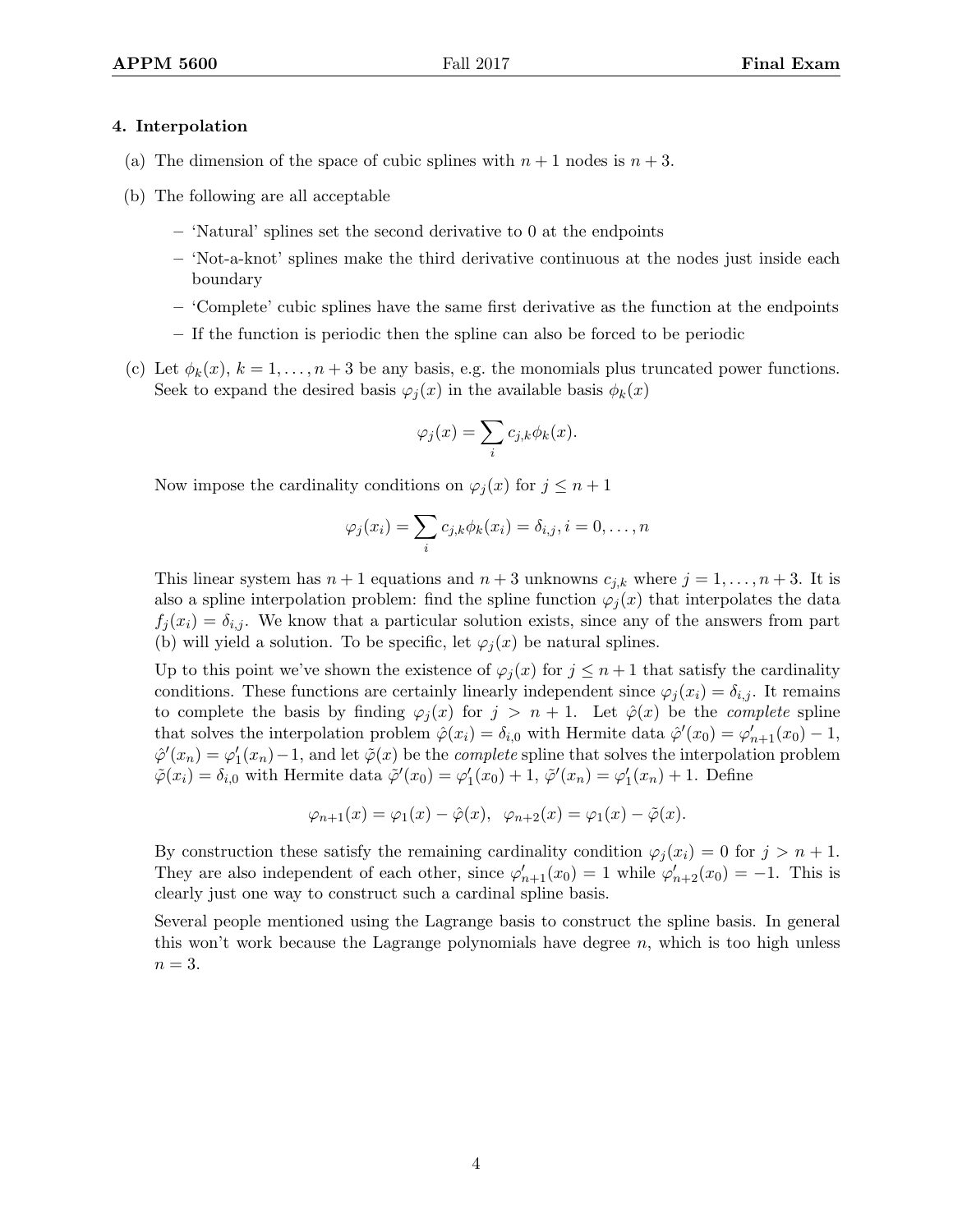**4. Interpolation**

(a) The dimension of the space of cubic splines with $n+1$ nodes is $n+3$.

(b) The following are all acceptable

- 'Natural' splines set the second derivative to 0 at the endpoints
- 'Not-a-knot' splines make the third derivative continuous at the nodes just inside each boundary
- 'Complete' cubic splines have the same first derivative as the function at the endpoints
- If the function is periodic then the spline can also be forced to be periodic

(c) Let $\phi_k(x)$, $k = 1, \ldots, n+3$ be any basis, e.g. the monomials plus truncated power functions. Seek to expand the desired basis $\varphi_j(x)$ in the available basis $\phi_k(x)$

$$\varphi_j(x) = \sum_i c_{j,k}\phi_k(x).$$

Now impose the cardinality conditions on $\varphi_j(x)$ for $j \leq n+1$

$$\varphi_j(x_i) = \sum_i c_{j,k}\phi_k(x_i) = \delta_{i,j}, i = 0, \ldots, n$$

This linear system has $n+1$ equations and $n+3$ unknowns $c_{j,k}$ where $j = 1, \ldots, n+3$. It is also a spline interpolation problem: find the spline function $\varphi_j(x)$ that interpolates the data $f_j(x_i) = \delta_{i,j}$. We know that a particular solution exists, since any of the answers from part (b) will yield a solution. To be specific, let $\varphi_j(x)$ be natural splines.

Up to this point we've shown the existence of $\varphi_j(x)$ for $j \leq n+1$ that satisfy the cardinality conditions. These functions are certainly linearly independent since $\varphi_j(x_i) = \delta_{i,j}$. It remains to complete the basis by finding $\varphi_j(x)$ for $j > n+1$. Let $\hat{\varphi}(x)$ be the *complete* spline that solves the interpolation problem $\hat{\varphi}(x_i) = \delta_{i,0}$ with Hermite data $\hat{\varphi}'(x_0) = \varphi'_{n+1}(x_0) - 1$, $\hat{\varphi}'(x_n) = \varphi'_1(x_n) - 1$, and let $\tilde{\varphi}(x)$ be the *complete* spline that solves the interpolation problem $\tilde{\varphi}(x_i) = \delta_{i,0}$ with Hermite data $\tilde{\varphi}'(x_0) = \varphi'_1(x_0) + 1$, $\tilde{\varphi}'(x_n) = \varphi'_1(x_n) + 1$. Define

$$\varphi_{n+1}(x) = \varphi_1(x) - \hat{\varphi}(x), \ \ \varphi_{n+2}(x) = \varphi_1(x) - \tilde{\varphi}(x).$$

By construction these satisfy the remaining cardinality condition $\varphi_j(x_i) = 0$ for $j > n+1$. They are also independent of each other, since $\varphi'_{n+1}(x_0) = 1$ while $\varphi'_{n+2}(x_0) = -1$. This is clearly just one way to construct such a cardinal spline basis.

Several people mentioned using the Lagrange basis to construct the spline basis. In general this won't work because the Lagrange polynomials have degree $n$, which is too high unless $n = 3$.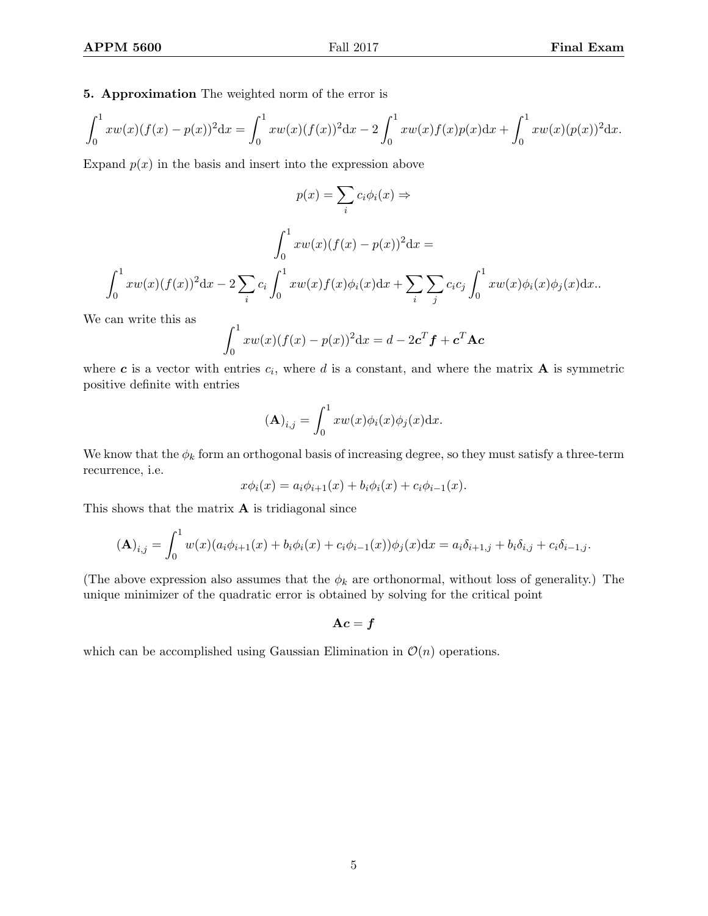**5. Approximation** The weighted norm of the error is

$$\int_0^1 xw(x)(f(x)-p(x))^2 \mathrm{d}x = \int_0^1 xw(x)(f(x))^2 \mathrm{d}x - 2\int_0^1 xw(x)f(x)p(x)\mathrm{d}x + \int_0^1 xw(x)(p(x))^2 \mathrm{d}x.$$

Expand $p(x)$ in the basis and insert into the expression above

$$p(x) = \sum_i c_i \phi_i(x) \Rightarrow$$

$$\int_0^1 xw(x)(f(x)-p(x))^2 \mathrm{d}x =$$

$$\int_0^1 xw(x)(f(x))^2 \mathrm{d}x - 2\sum_i c_i \int_0^1 xw(x)f(x)\phi_i(x)\mathrm{d}x + \sum_i \sum_j c_i c_j \int_0^1 xw(x)\phi_i(x)\phi_j(x)\mathrm{d}x..$$

We can write this as

$$\int_0^1 xw(x)(f(x)-p(x))^2 \mathrm{d}x = d - 2\boldsymbol{c}^T\boldsymbol{f} + \boldsymbol{c}^T\mathbf{A}\boldsymbol{c}$$

where $\boldsymbol{c}$ is a vector with entries $c_i$, where $d$ is a constant, and where the matrix $\mathbf{A}$ is symmetric positive definite with entries

$$(\mathbf{A})_{i,j} = \int_0^1 xw(x)\phi_i(x)\phi_j(x)\mathrm{d}x.$$

We know that the $\phi_k$ form an orthogonal basis of increasing degree, so they must satisfy a three-term recurrence, i.e.

$$x\phi_i(x) = a_i\phi_{i+1}(x) + b_i\phi_i(x) + c_i\phi_{i-1}(x).$$

This shows that the matrix $\mathbf{A}$ is tridiagonal since

$$(\mathbf{A})_{i,j} = \int_0^1 w(x)(a_i\phi_{i+1}(x) + b_i\phi_i(x) + c_i\phi_{i-1}(x))\phi_j(x)\mathrm{d}x = a_i\delta_{i+1,j} + b_i\delta_{i,j} + c_i\delta_{i-1,j}.$$

(The above expression also assumes that the $\phi_k$ are orthonormal, without loss of generality.) The unique minimizer of the quadratic error is obtained by solving for the critical point

$$\mathbf{A}\boldsymbol{c} = \boldsymbol{f}$$

which can be accomplished using Gaussian Elimination in $\mathcal{O}(n)$ operations.